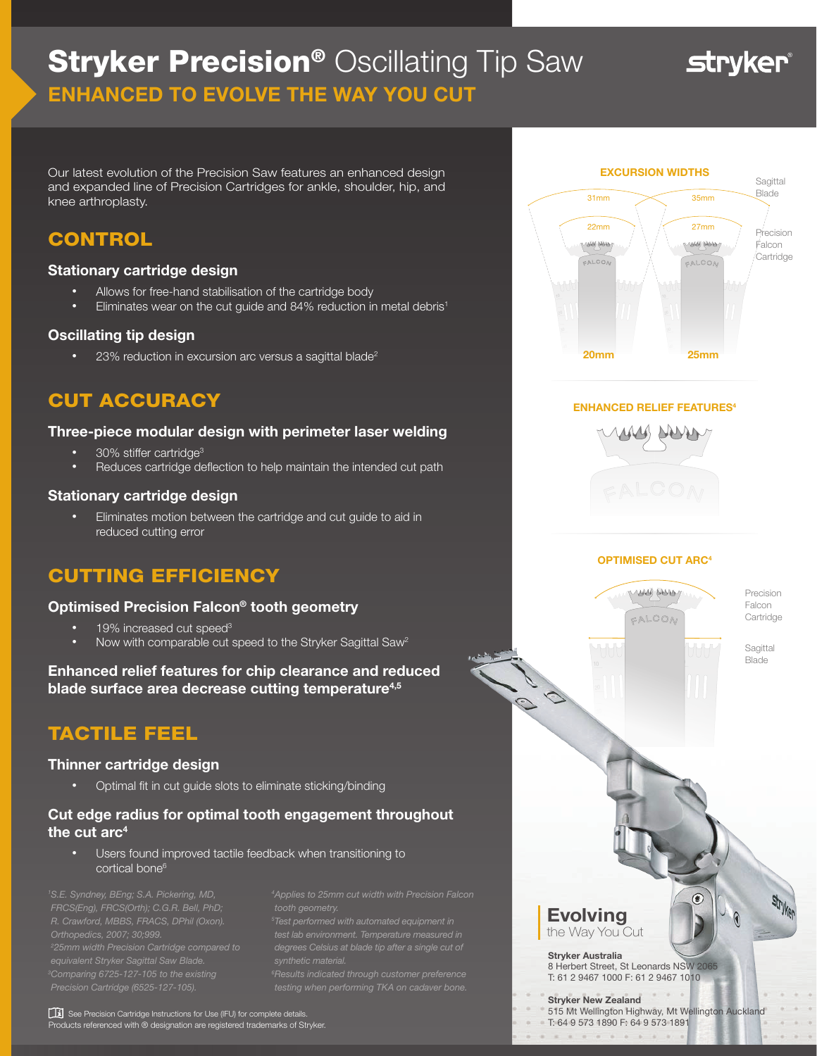# Stryker Precision® Oscillating Tip Saw

## ENHANCED TO EVOLVE THE WAY YOU CUT

Our latest evolution of the Precision Saw features an enhanced design and expanded line of Precision Cartridges for ankle, shoulder, hip, and knee arthroplasty.

## CONTROL

### Stationary cartridge design

- Allows for free-hand stabilisation of the cartridge body
- Eliminates wear on the cut guide and 84% reduction in metal debris[1]

### Oscillating tip design

- 23% reduction in excursion arc versus a sagittal blade[2]

## CUT ACCURACY

### Three-piece modular design with perimeter laser welding

- 30% stiffer cartridge[3]
- Reduces cartridge deflection to help maintain the intended cut path

### Stationary cartridge design

- Eliminates motion between the cartridge and cut guide to aid in reduced cutting error

## CUTTING EFFICIENCY

### Optimised Precision Falcon® tooth geometry

- 19% increased cut speed[3]
- Now with comparable cut speed to the Stryker Sagittal Saw[2]

### Enhanced relief features for chip clearance and reduced blade surface area decrease cutting temperature[4,5]

## TACTILE FEEL

### Thinner cartridge design

- Optimal fit in cut guide slots to eliminate sticking/binding

### Cut edge radius for optimal tooth engagement throughout the cut arc[4]

- Users found improved tactile feedback when transitioning to cortical bone[6]

**EXCURSION WIDTHS**

31mm, 35mm (Sagittal Blade); 22mm, 27mm (Precision Falcon Cartridge); 20mm, 25mm

**ENHANCED RELIEF FEATURES[4]**

**OPTIMISED CUT ARC[4]**

Precision Falcon Cartridge; Sagittal Blade

**Evolving** the Way You Cut

**Stryker Australia**
8 Herbert Street, St Leonards NSW 2065
T: 61 2 9467 1000 F: 61 2 9467 1010

**Stryker New Zealand**
515 Mt Wellington Highway, Mt Wellington Auckland
T: 64 9 573 1890 F: 64 9 573 1891

[1]S.E. Syndney, BEng; S.A. Pickering, MD, FRCS(Eng), FRCS(Orth); C.G.R. Bell, PhD; R. Crawford, MBBS, FRACS, DPhil (Oxon). Orthopedics, 2007; 30;999.
[2]25mm width Precision Cartridge compared to equivalent Stryker Sagittal Saw Blade.
[3]Comparing 6725-127-105 to the existing Precision Cartridge (6525-127-105).
[4]Applies to 25mm cut width with Precision Falcon tooth geometry.
[5]Test performed with automated equipment in test lab environment. Temperature measured in degrees Celsius at blade tip after a single cut of synthetic material.
[6]Results indicated through customer preference testing when performing TKA on cadaver bone.

See Precision Cartridge Instructions for Use (IFU) for complete details.
Products referenced with ® designation are registered trademarks of Stryker.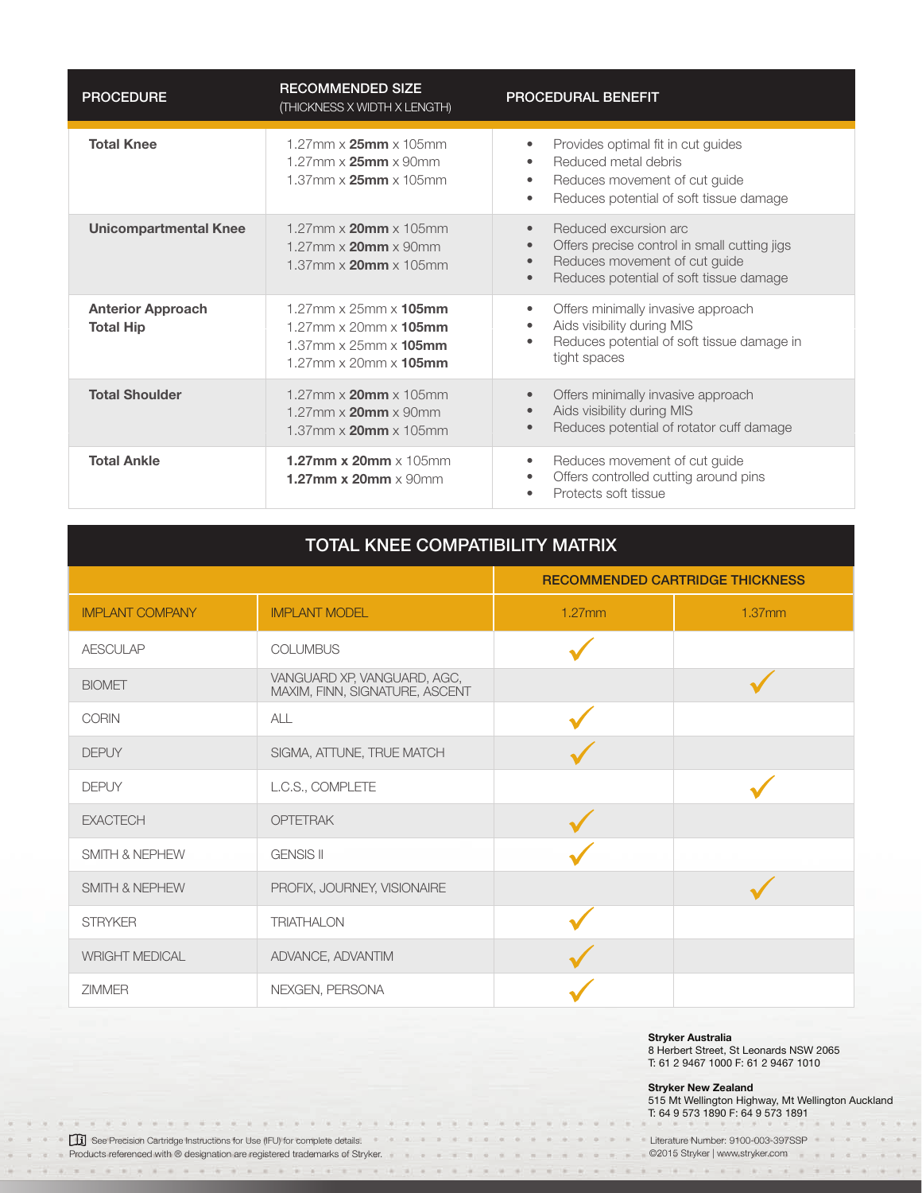| PROCEDURE | RECOMMENDED SIZE (THICKNESS X WIDTH X LENGTH) | PROCEDURAL BENEFIT |
|---|---|---|
| **Total Knee** | 1.27mm x **25mm** x 105mm<br>1.27mm x **25mm** x 90mm<br>1.37mm x **25mm** x 105mm | • Provides optimal fit in cut guides<br>• Reduced metal debris<br>• Reduces movement of cut guide<br>• Reduces potential of soft tissue damage |
| **Unicompartmental Knee** | 1.27mm x **20mm** x 105mm<br>1.27mm x **20mm** x 90mm<br>1.37mm x **20mm** x 105mm | • Reduced excursion arc<br>• Offers precise control in small cutting jigs<br>• Reduces movement of cut guide<br>• Reduces potential of soft tissue damage |
| **Anterior Approach Total Hip** | 1.27mm x 25mm x **105mm**<br>1.27mm x 20mm x **105mm**<br>1.37mm x 25mm x **105mm**<br>1.27mm x 20mm x **105mm** | • Offers minimally invasive approach<br>• Aids visibility during MIS<br>• Reduces potential of soft tissue damage in tight spaces |
| **Total Shoulder** | 1.27mm x **20mm** x 105mm<br>1.27mm x **20mm** x 90mm<br>1.37mm x **20mm** x 105mm | • Offers minimally invasive approach<br>• Aids visibility during MIS<br>• Reduces potential of rotator cuff damage |
| **Total Ankle** | **1.27mm x 20mm** x 105mm<br>**1.27mm x 20mm** x 90mm | • Reduces movement of cut guide<br>• Offers controlled cutting around pins<br>• Protects soft tissue |

## TOTAL KNEE COMPATIBILITY MATRIX

| | | RECOMMENDED CARTRIDGE THICKNESS | |
|---|---|---|---|
| IMPLANT COMPANY | IMPLANT MODEL | 1.27mm | 1.37mm |
| AESCULAP | COLUMBUS | ✓ | |
| BIOMET | VANGUARD XP, VANGUARD, AGC, MAXIM, FINN, SIGNATURE, ASCENT | | ✓ |
| CORIN | ALL | ✓ | |
| DEPUY | SIGMA, ATTUNE, TRUE MATCH | ✓ | |
| DEPUY | L.C.S., COMPLETE | | ✓ |
| EXACTECH | OPTETRAK | ✓ | |
| SMITH & NEPHEW | GENSIS II | ✓ | |
| SMITH & NEPHEW | PROFIX, JOURNEY, VISIONAIRE | | ✓ |
| STRYKER | TRIATHALON | ✓ | |
| WRIGHT MEDICAL | ADVANCE, ADVANTIM | ✓ | |
| ZIMMER | NEXGEN, PERSONA | ✓ | |

**Stryker Australia**
8 Herbert Street, St Leonards NSW 2065
T: 61 2 9467 1000 F: 61 2 9467 1010

**Stryker New Zealand**
515 Mt Wellington Highway, Mt Wellington Auckland
T: 64 9 573 1890 F: 64 9 573 1891

See Precision Cartridge Instructions for Use (IFU) for complete details.
Products referenced with ® designation are registered trademarks of Stryker.

Literature Number: 9100-003-397SSP
©2015 Stryker | www.stryker.com